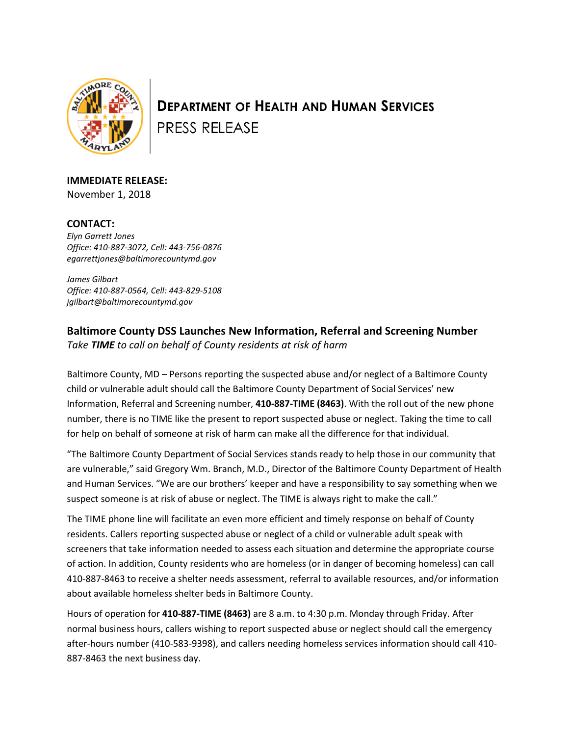# DEPARTMENT OF HEALTH AND HUMAN SERVICES

PRESS RELEASE

**IMMEDIATE RELEASE:**
November 1, 2018

**CONTACT:**
*Elyn Garrett Jones*
*Office: 410-887-3072, Cell: 443-756-0876*
*egarrettjones@baltimorecountymd.gov*

*James Gilbart*
*Office: 410-887-0564, Cell: 443-829-5108*
*jgilbart@baltimorecountymd.gov*

## Baltimore County DSS Launches New Information, Referral and Screening Number

*Take **TIME** to call on behalf of County residents at risk of harm*

Baltimore County, MD – Persons reporting the suspected abuse and/or neglect of a Baltimore County child or vulnerable adult should call the Baltimore County Department of Social Services' new Information, Referral and Screening number, **410-887-TIME (8463)**. With the roll out of the new phone number, there is no TIME like the present to report suspected abuse or neglect. Taking the time to call for help on behalf of someone at risk of harm can make all the difference for that individual.

"The Baltimore County Department of Social Services stands ready to help those in our community that are vulnerable," said Gregory Wm. Branch, M.D., Director of the Baltimore County Department of Health and Human Services. "We are our brothers' keeper and have a responsibility to say something when we suspect someone is at risk of abuse or neglect. The TIME is always right to make the call."

The TIME phone line will facilitate an even more efficient and timely response on behalf of County residents. Callers reporting suspected abuse or neglect of a child or vulnerable adult speak with screeners that take information needed to assess each situation and determine the appropriate course of action. In addition, County residents who are homeless (or in danger of becoming homeless) can call 410-887-8463 to receive a shelter needs assessment, referral to available resources, and/or information about available homeless shelter beds in Baltimore County.

Hours of operation for **410-887-TIME (8463)** are 8 a.m. to 4:30 p.m. Monday through Friday. After normal business hours, callers wishing to report suspected abuse or neglect should call the emergency after-hours number (410-583-9398), and callers needing homeless services information should call 410-887-8463 the next business day.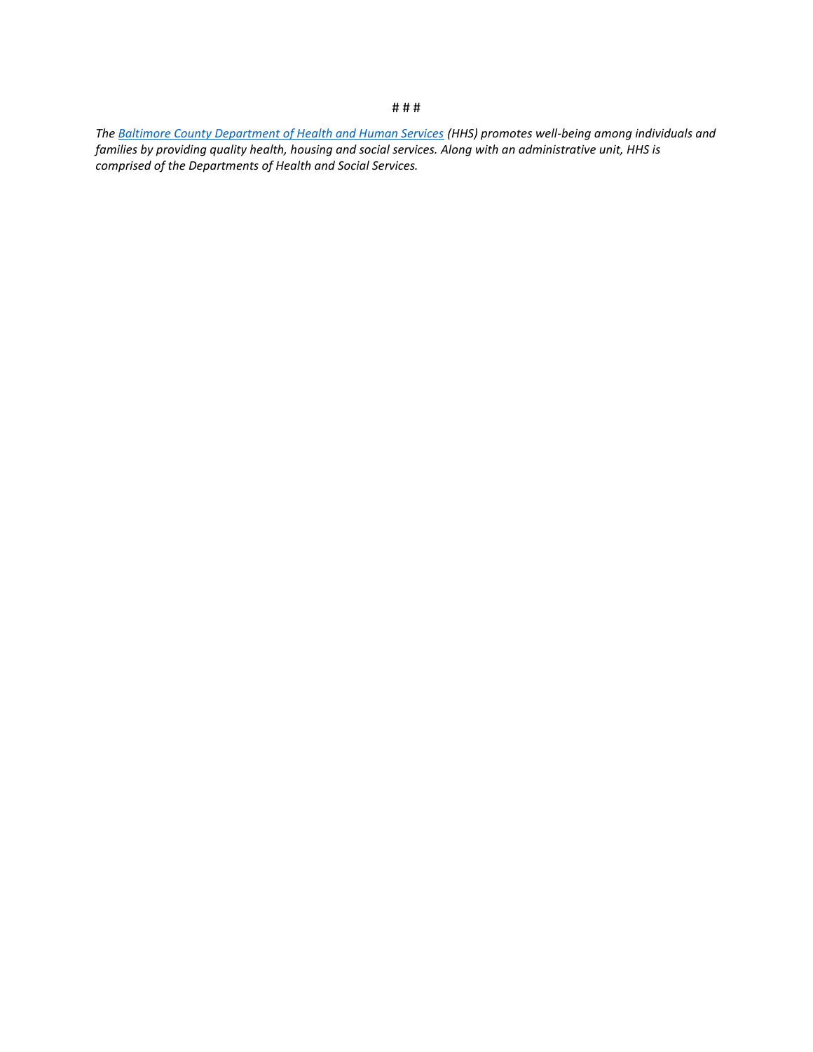# # #

*The [Baltimore County Department of Health and Human Services](Baltimore County Department of Health and Human Services) (HHS) promotes well-being among individuals and families by providing quality health, housing and social services. Along with an administrative unit, HHS is comprised of the Departments of Health and Social Services.*